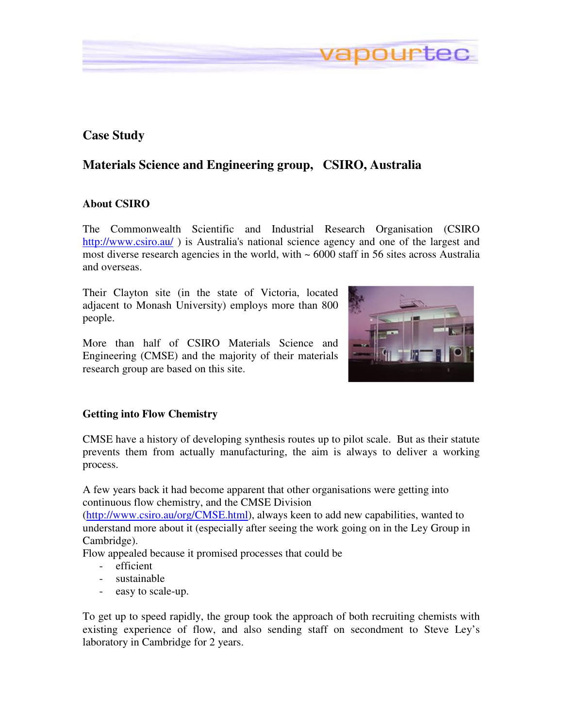# Case Study

## Materials Science and Engineering group, CSIRO, Australia

### About CSIRO

The Commonwealth Scientific and Industrial Research Organisation (CSIRO http://www.csiro.au/ ) is Australia's national science agency and one of the largest and most diverse research agencies in the world, with ~ 6000 staff in 56 sites across Australia and overseas.

Their Clayton site (in the state of Victoria, located adjacent to Monash University) employs more than 800 people.

More than half of CSIRO Materials Science and Engineering (CMSE) and the majority of their materials research group are based on this site.

### Getting into Flow Chemistry

CMSE have a history of developing synthesis routes up to pilot scale. But as their statute prevents them from actually manufacturing, the aim is always to deliver a working process.

A few years back it had become apparent that other organisations were getting into continuous flow chemistry, and the CMSE Division (http://www.csiro.au/org/CMSE.html), always keen to add new capabilities, wanted to understand more about it (especially after seeing the work going on in the Ley Group in Cambridge).

Flow appealed because it promised processes that could be

- efficient
- sustainable
- easy to scale-up.

To get up to speed rapidly, the group took the approach of both recruiting chemists with existing experience of flow, and also sending staff on secondment to Steve Ley's laboratory in Cambridge for 2 years.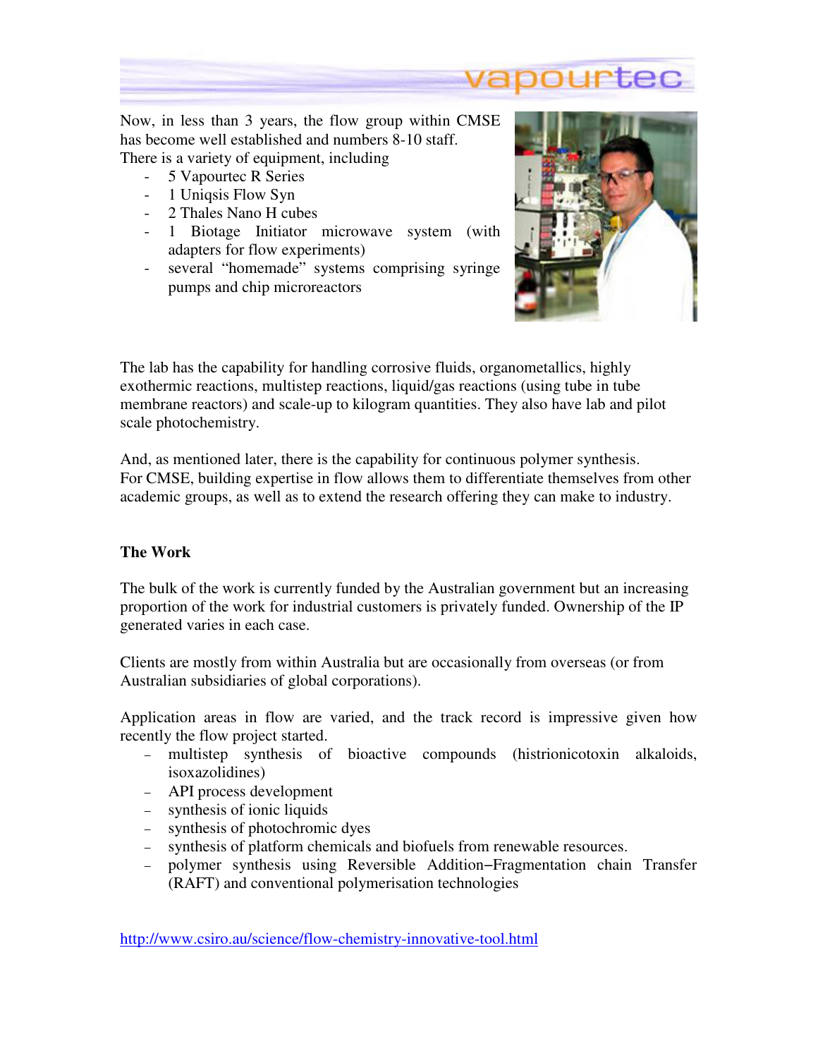Now, in less than 3 years, the flow group within CMSE has become well established and numbers 8-10 staff.
There is a variety of equipment, including

- 5 Vapourtec R Series
- 1 Uniqsis Flow Syn
- 2 Thales Nano H cubes
- 1 Biotage Initiator microwave system (with adapters for flow experiments)
- several "homemade" systems comprising syringe pumps and chip microreactors

The lab has the capability for handling corrosive fluids, organometallics, highly exothermic reactions, multistep reactions, liquid/gas reactions (using tube in tube membrane reactors) and scale-up to kilogram quantities. They also have lab and pilot scale photochemistry.

And, as mentioned later, there is the capability for continuous polymer synthesis.
For CMSE, building expertise in flow allows them to differentiate themselves from other academic groups, as well as to extend the research offering they can make to industry.

**The Work**

The bulk of the work is currently funded by the Australian government but an increasing proportion of the work for industrial customers is privately funded. Ownership of the IP generated varies in each case.

Clients are mostly from within Australia but are occasionally from overseas (or from Australian subsidiaries of global corporations).

Application areas in flow are varied, and the track record is impressive given how recently the flow project started.

- multistep synthesis of bioactive compounds (histrionicotoxin alkaloids, isoxazolidines)
- API process development
- synthesis of ionic liquids
- synthesis of photochromic dyes
- synthesis of platform chemicals and biofuels from renewable resources.
- polymer synthesis using Reversible Addition–Fragmentation chain Transfer (RAFT) and conventional polymerisation technologies

http://www.csiro.au/science/flow-chemistry-innovative-tool.html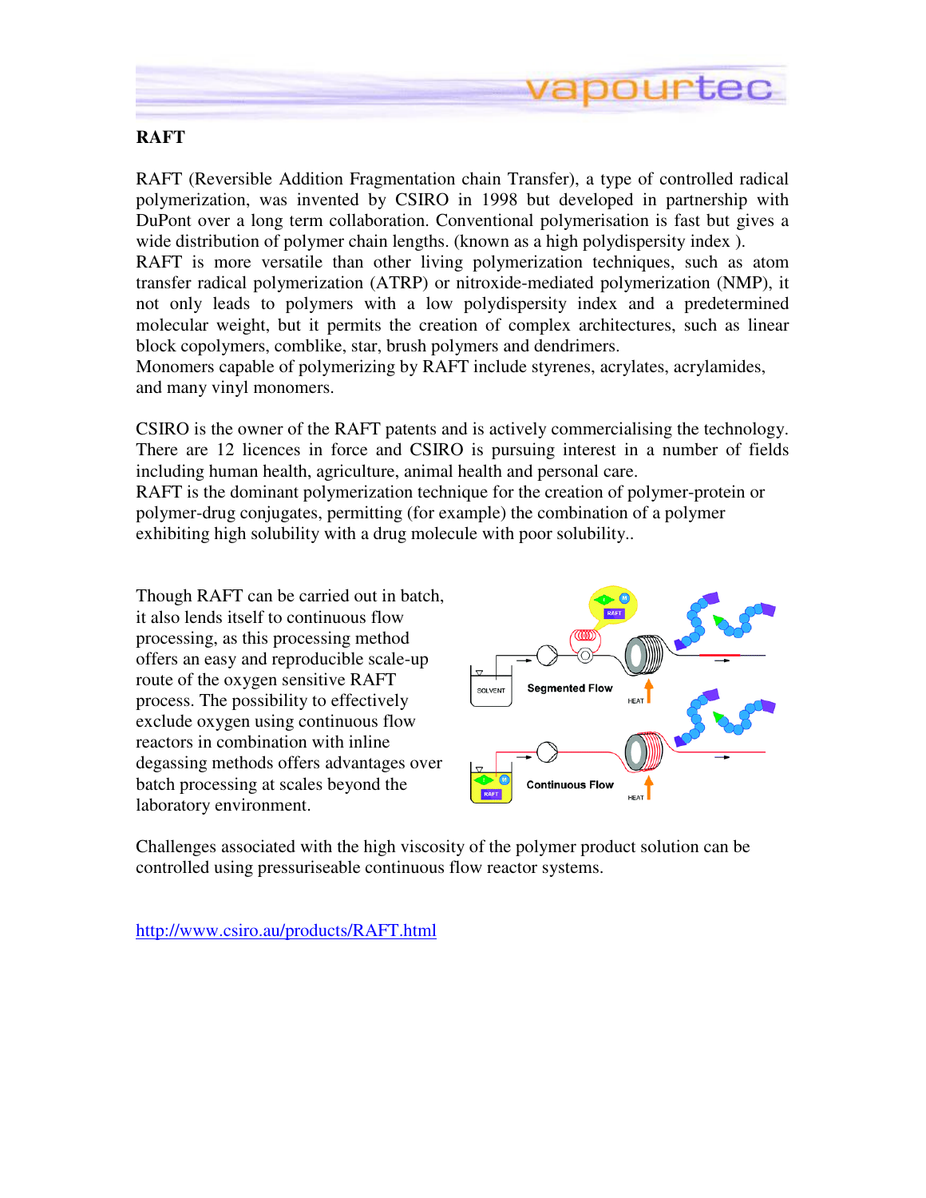## RAFT

RAFT (Reversible Addition Fragmentation chain Transfer), a type of controlled radical polymerization, was invented by CSIRO in 1998 but developed in partnership with DuPont over a long term collaboration. Conventional polymerisation is fast but gives a wide distribution of polymer chain lengths. (known as a high polydispersity index ).
RAFT is more versatile than other living polymerization techniques, such as atom transfer radical polymerization (ATRP) or nitroxide-mediated polymerization (NMP), it not only leads to polymers with a low polydispersity index and a predetermined molecular weight, but it permits the creation of complex architectures, such as linear block copolymers, comblike, star, brush polymers and dendrimers.
Monomers capable of polymerizing by RAFT include styrenes, acrylates, acrylamides, and many vinyl monomers.

CSIRO is the owner of the RAFT patents and is actively commercialising the technology. There are 12 licences in force and CSIRO is pursuing interest in a number of fields including human health, agriculture, animal health and personal care.
RAFT is the dominant polymerization technique for the creation of polymer-protein or polymer-drug conjugates, permitting (for example) the combination of a polymer exhibiting high solubility with a drug molecule with poor solubility..

Though RAFT can be carried out in batch, it also lends itself to continuous flow processing, as this processing method offers an easy and reproducible scale-up route of the oxygen sensitive RAFT process. The possibility to effectively exclude oxygen using continuous flow reactors in combination with inline degassing methods offers advantages over batch processing at scales beyond the laboratory environment.

Challenges associated with the high viscosity of the polymer product solution can be controlled using pressuriseable continuous flow reactor systems.

http://www.csiro.au/products/RAFT.html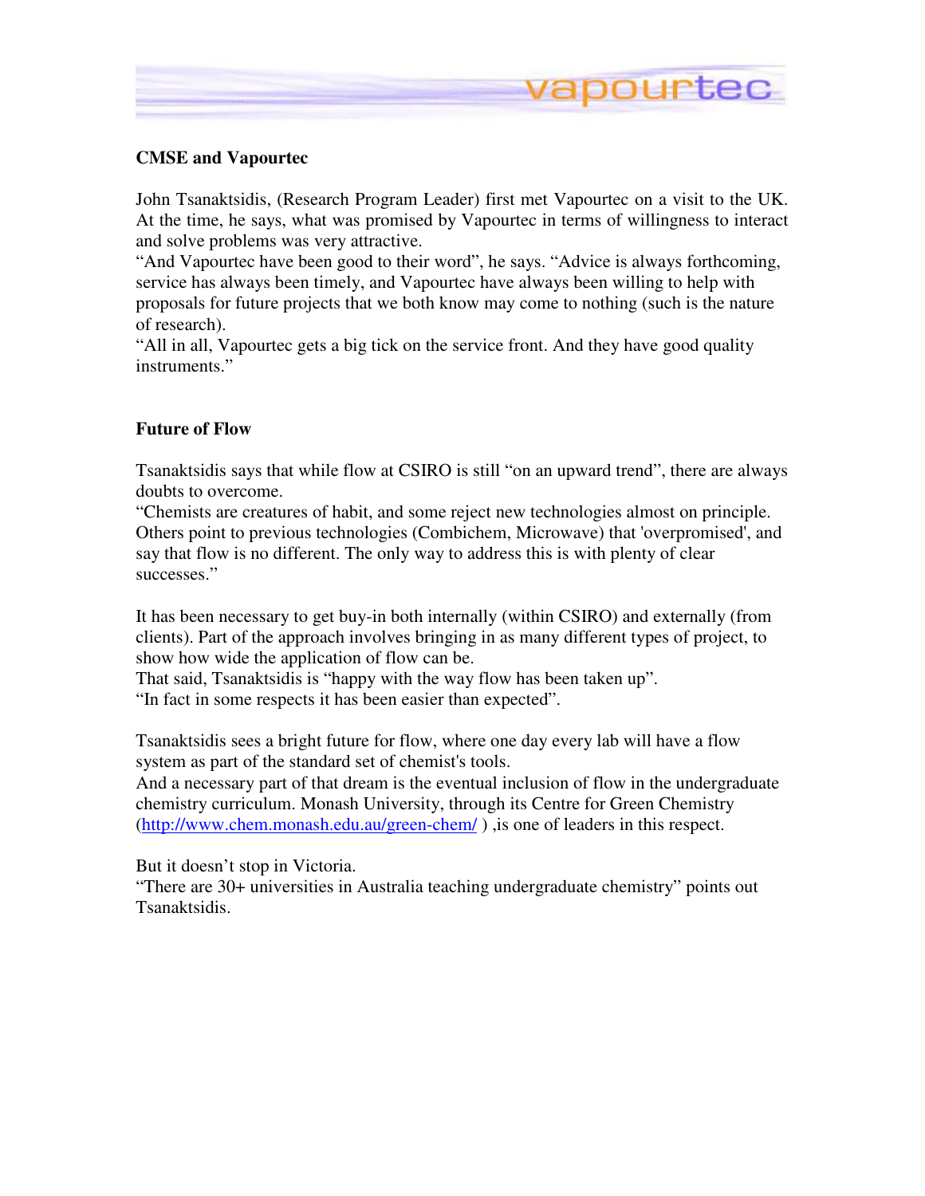**CMSE and Vapourtec**

John Tsanaktsidis, (Research Program Leader) first met Vapourtec on a visit to the UK. At the time, he says, what was promised by Vapourtec in terms of willingness to interact and solve problems was very attractive.
"And Vapourtec have been good to their word", he says. "Advice is always forthcoming, service has always been timely, and Vapourtec have always been willing to help with proposals for future projects that we both know may come to nothing (such is the nature of research).
"All in all, Vapourtec gets a big tick on the service front. And they have good quality instruments."

**Future of Flow**

Tsanaktsidis says that while flow at CSIRO is still "on an upward trend", there are always doubts to overcome.
"Chemists are creatures of habit, and some reject new technologies almost on principle. Others point to previous technologies (Combichem, Microwave) that 'overpromised', and say that flow is no different. The only way to address this is with plenty of clear successes."

It has been necessary to get buy-in both internally (within CSIRO) and externally (from clients). Part of the approach involves bringing in as many different types of project, to show how wide the application of flow can be.
That said, Tsanaktsidis is "happy with the way flow has been taken up".
"In fact in some respects it has been easier than expected".

Tsanaktsidis sees a bright future for flow, where one day every lab will have a flow system as part of the standard set of chemist's tools.
And a necessary part of that dream is the eventual inclusion of flow in the undergraduate chemistry curriculum. Monash University, through its Centre for Green Chemistry (http://www.chem.monash.edu.au/green-chem/ ) ,is one of leaders in this respect.

But it doesn't stop in Victoria.
"There are 30+ universities in Australia teaching undergraduate chemistry" points out Tsanaktsidis.